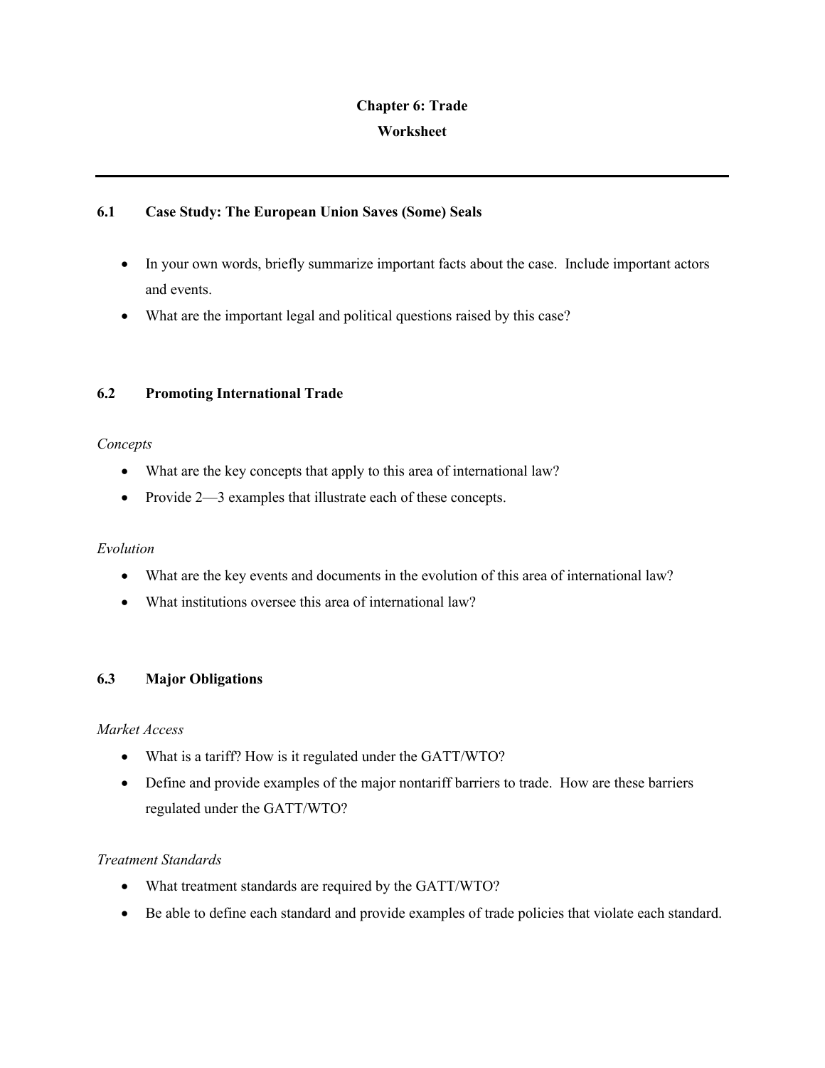# Chapter 6: Trade

## Worksheet

---

### 6.1 Case Study: The European Union Saves (Some) Seals

- In your own words, briefly summarize important facts about the case. Include important actors and events.
- What are the important legal and political questions raised by this case?

### 6.2 Promoting International Trade

*Concepts*

- What are the key concepts that apply to this area of international law?
- Provide 2—3 examples that illustrate each of these concepts.

*Evolution*

- What are the key events and documents in the evolution of this area of international law?
- What institutions oversee this area of international law?

### 6.3 Major Obligations

*Market Access*

- What is a tariff? How is it regulated under the GATT/WTO?
- Define and provide examples of the major nontariff barriers to trade. How are these barriers regulated under the GATT/WTO?

*Treatment Standards*

- What treatment standards are required by the GATT/WTO?
- Be able to define each standard and provide examples of trade policies that violate each standard.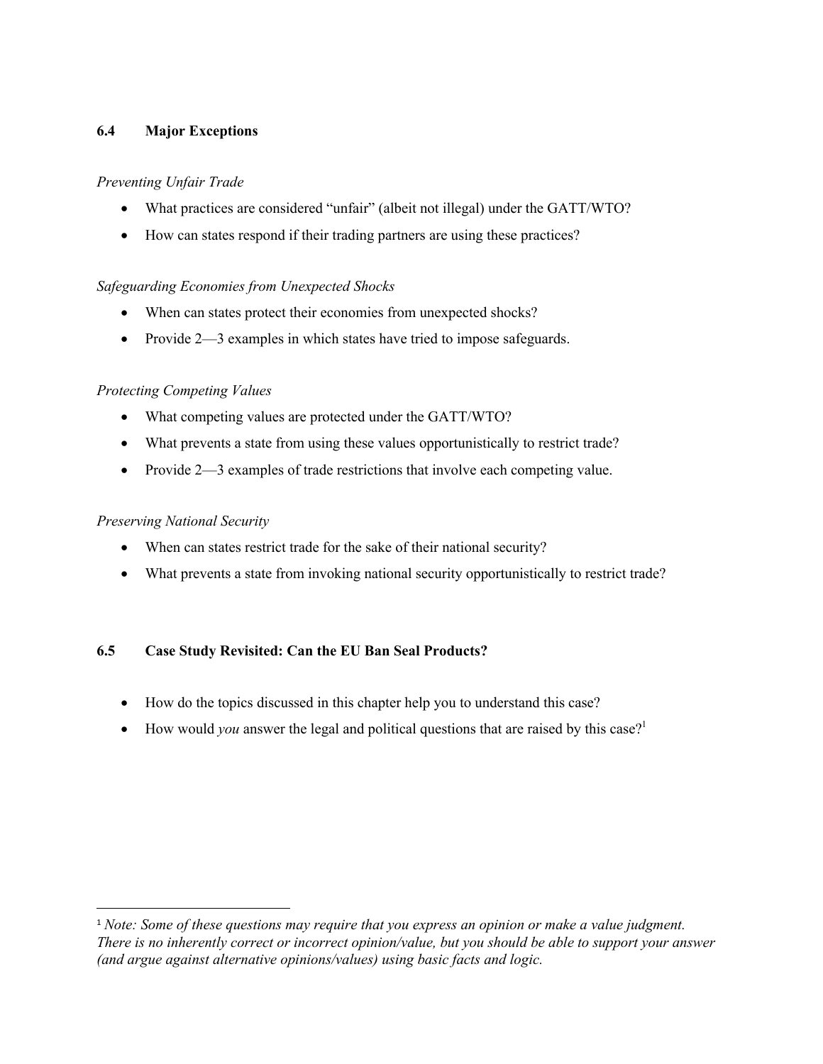### 6.4 Major Exceptions

*Preventing Unfair Trade*

- What practices are considered “unfair” (albeit not illegal) under the GATT/WTO?
- How can states respond if their trading partners are using these practices?

*Safeguarding Economies from Unexpected Shocks*

- When can states protect their economies from unexpected shocks?
- Provide 2—3 examples in which states have tried to impose safeguards.

*Protecting Competing Values*

- What competing values are protected under the GATT/WTO?
- What prevents a state from using these values opportunistically to restrict trade?
- Provide 2—3 examples of trade restrictions that involve each competing value.

*Preserving National Security*

- When can states restrict trade for the sake of their national security?
- What prevents a state from invoking national security opportunistically to restrict trade?

### 6.5 Case Study Revisited: Can the EU Ban Seal Products?

- How do the topics discussed in this chapter help you to understand this case?
- How would *you* answer the legal and political questions that are raised by this case?[1]

---

[1] *Note: Some of these questions may require that you express an opinion or make a value judgment. There is no inherently correct or incorrect opinion/value, but you should be able to support your answer (and argue against alternative opinions/values) using basic facts and logic.*